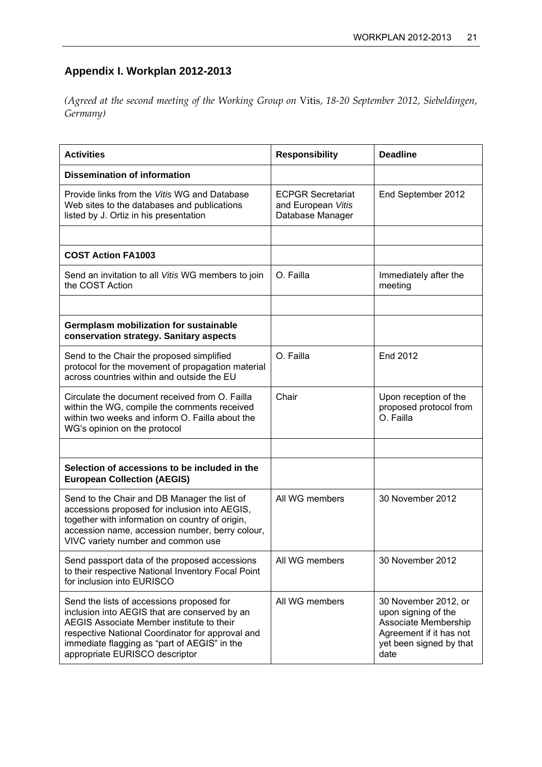## Appendix I. Workplan 2012-2013

*(Agreed at the second meeting of the Working Group on* Vitis*, 18-20 September 2012, Siebeldingen, Germany)*

| **Activities** | **Responsibility** | **Deadline** |
|---|---|---|
| **Dissemination of information** | | |
| Provide links from the *Vitis* WG and Database Web sites to the databases and publications listed by J. Ortiz in his presentation | ECPGR Secretariat and European *Vitis* Database Manager | End September 2012 |
| | | |
| **COST Action FA1003** | | |
| Send an invitation to all *Vitis* WG members to join the COST Action | O. Failla | Immediately after the meeting |
| | | |
| **Germplasm mobilization for sustainable conservation strategy. Sanitary aspects** | | |
| Send to the Chair the proposed simplified protocol for the movement of propagation material across countries within and outside the EU | O. Failla | End 2012 |
| Circulate the document received from O. Failla within the WG, compile the comments received within two weeks and inform O. Failla about the WG's opinion on the protocol | Chair | Upon reception of the proposed protocol from O. Failla |
| | | |
| **Selection of accessions to be included in the European Collection (AEGIS)** | | |
| Send to the Chair and DB Manager the list of accessions proposed for inclusion into AEGIS, together with information on country of origin, accession name, accession number, berry colour, VIVC variety number and common use | All WG members | 30 November 2012 |
| Send passport data of the proposed accessions to their respective National Inventory Focal Point for inclusion into EURISCO | All WG members | 30 November 2012 |
| Send the lists of accessions proposed for inclusion into AEGIS that are conserved by an AEGIS Associate Member institute to their respective National Coordinator for approval and immediate flagging as "part of AEGIS" in the appropriate EURISCO descriptor | All WG members | 30 November 2012, or upon signing of the Associate Membership Agreement if it has not yet been signed by that date |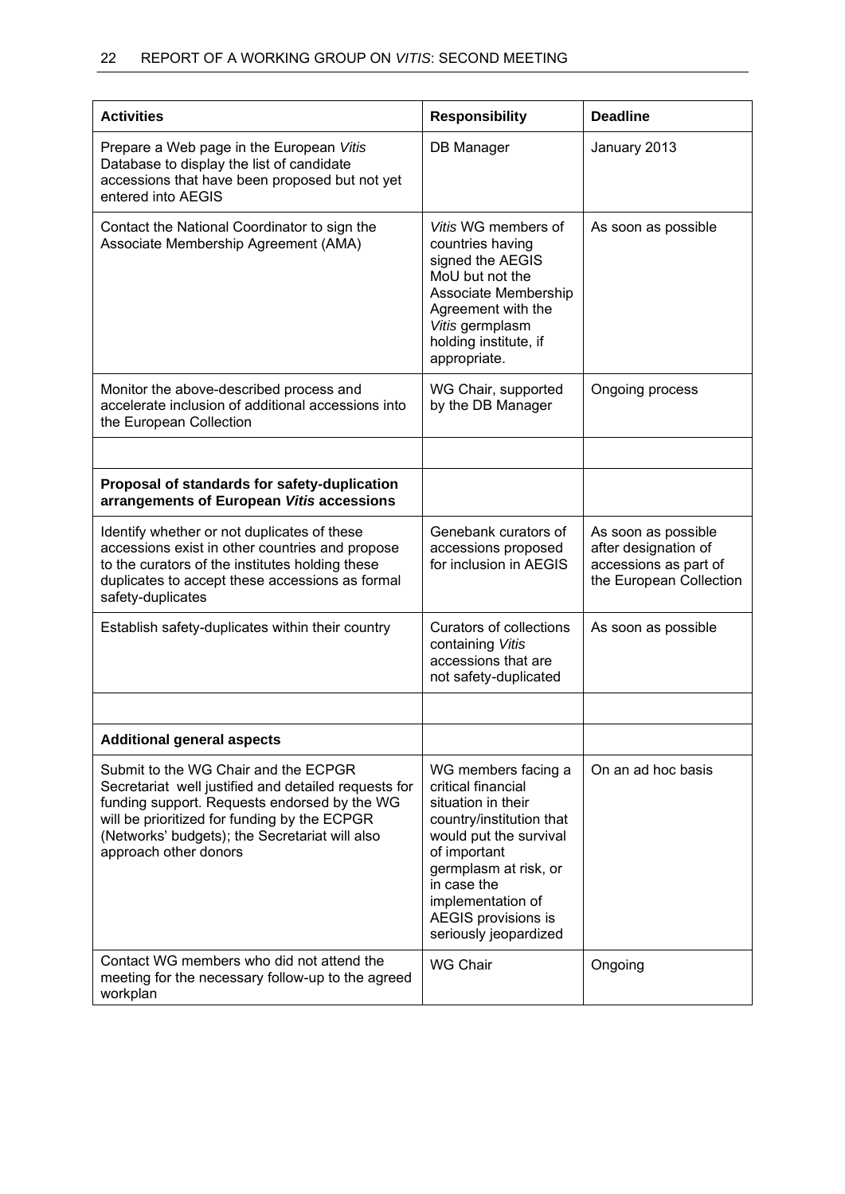| **Activities** | **Responsibility** | **Deadline** |
|---|---|---|
| Prepare a Web page in the European *Vitis* Database to display the list of candidate accessions that have been proposed but not yet entered into AEGIS | DB Manager | January 2013 |
| Contact the National Coordinator to sign the Associate Membership Agreement (AMA) | *Vitis* WG members of countries having signed the AEGIS MoU but not the Associate Membership Agreement with the *Vitis* germplasm holding institute, if appropriate. | As soon as possible |
| Monitor the above-described process and accelerate inclusion of additional accessions into the European Collection | WG Chair, supported by the DB Manager | Ongoing process |
| | | |
| **Proposal of standards for safety-duplication arrangements of European *Vitis* accessions** | | |
| Identify whether or not duplicates of these accessions exist in other countries and propose to the curators of the institutes holding these duplicates to accept these accessions as formal safety-duplicates | Genebank curators of accessions proposed for inclusion in AEGIS | As soon as possible after designation of accessions as part of the European Collection |
| Establish safety-duplicates within their country | Curators of collections containing *Vitis* accessions that are not safety-duplicated | As soon as possible |
| | | |
| **Additional general aspects** | | |
| Submit to the WG Chair and the ECPGR Secretariat well justified and detailed requests for funding support. Requests endorsed by the WG will be prioritized for funding by the ECPGR (Networks' budgets); the Secretariat will also approach other donors | WG members facing a critical financial situation in their country/institution that would put the survival of important germplasm at risk, or in case the implementation of AEGIS provisions is seriously jeopardized | On an ad hoc basis |
| Contact WG members who did not attend the meeting for the necessary follow-up to the agreed workplan | WG Chair | Ongoing |